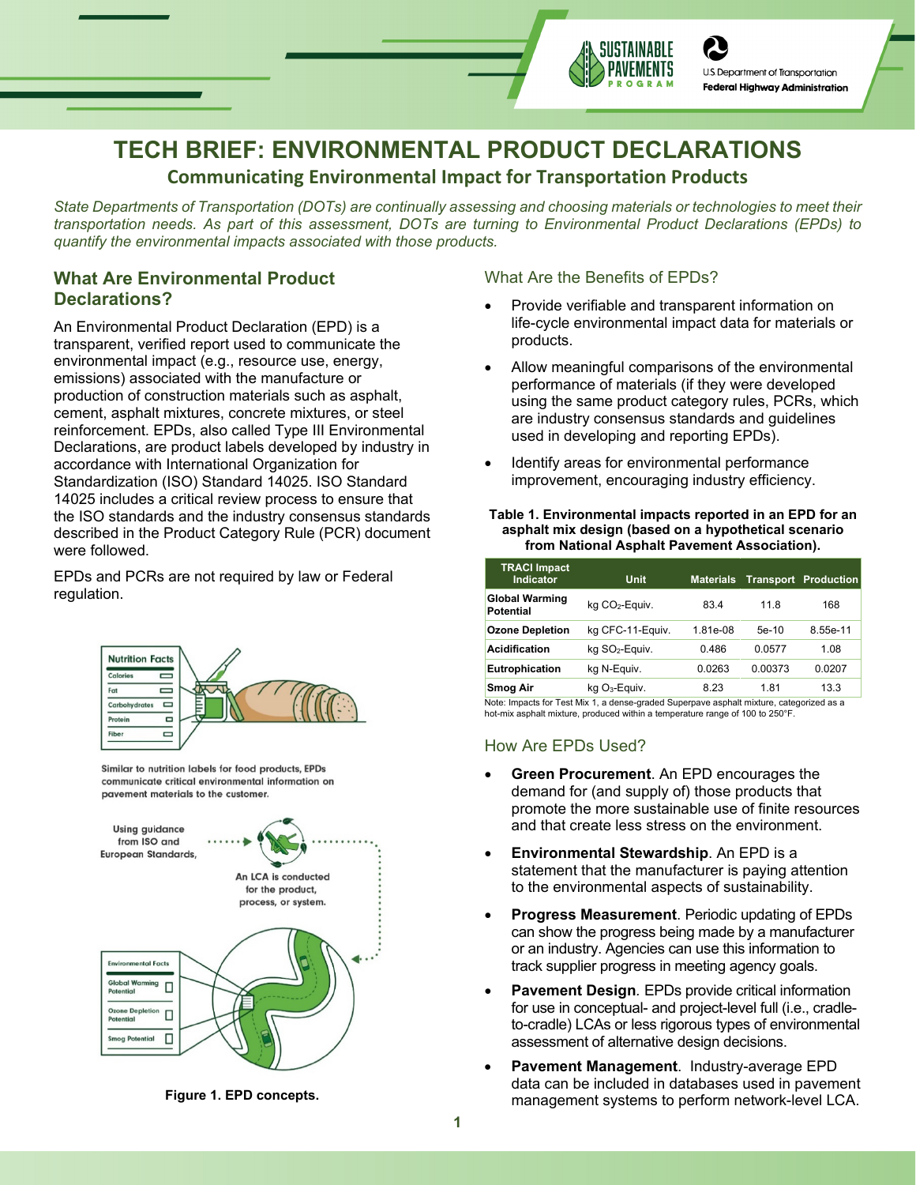# TECH BRIEF: ENVIRONMENTAL PRODUCT DECLARATIONS

## Communicating Environmental Impact for Transportation Products

*State Departments of Transportation (DOTs) are continually assessing and choosing materials or technologies to meet their transportation needs. As part of this assessment, DOTs are turning to Environmental Product Declarations (EPDs) to quantify the environmental impacts associated with those products.*

## What Are Environmental Product Declarations?

An Environmental Product Declaration (EPD) is a transparent, verified report used to communicate the environmental impact (e.g., resource use, energy, emissions) associated with the manufacture or production of construction materials such as asphalt, cement, asphalt mixtures, concrete mixtures, or steel reinforcement. EPDs, also called Type III Environmental Declarations, are product labels developed by industry in accordance with International Organization for Standardization (ISO) Standard 14025. ISO Standard 14025 includes a critical review process to ensure that the ISO standards and the industry consensus standards described in the Product Category Rule (PCR) document were followed.

EPDs and PCRs are not required by law or Federal regulation.

Similar to nutrition labels for food products, EPDs communicate critical environmental information on pavement materials to the customer.

Using guidance from ISO and European Standards, An LCA is conducted for the product, process, or system.

**Figure 1. EPD concepts.**

### What Are the Benefits of EPDs?

- Provide verifiable and transparent information on life-cycle environmental impact data for materials or products.
- Allow meaningful comparisons of the environmental performance of materials (if they were developed using the same product category rules, PCRs, which are industry consensus standards and guidelines used in developing and reporting EPDs).
- Identify areas for environmental performance improvement, encouraging industry efficiency.

**Table 1. Environmental impacts reported in an EPD for an asphalt mix design (based on a hypothetical scenario from National Asphalt Pavement Association).**

| TRACI Impact Indicator | Unit | Materials | Transport | Production |
|---|---|---|---|---|
| **Global Warming Potential** | kg $CO_2$-Equiv. | 83.4 | 11.8 | 168 |
| **Ozone Depletion** | kg CFC-11-Equiv. | 1.81e-08 | 5e-10 | 8.55e-11 |
| **Acidification** | kg $SO_2$-Equiv. | 0.486 | 0.0577 | 1.08 |
| **Eutrophication** | kg N-Equiv. | 0.0263 | 0.00373 | 0.0207 |
| **Smog Air** | kg $O_3$-Equiv. | 8.23 | 1.81 | 13.3 |

Note: Impacts for Test Mix 1, a dense-graded Superpave asphalt mixture, categorized as a hot-mix asphalt mixture, produced within a temperature range of 100 to 250°F.

### How Are EPDs Used?

- **Green Procurement**. An EPD encourages the demand for (and supply of) those products that promote the more sustainable use of finite resources and that create less stress on the environment.
- **Environmental Stewardship**. An EPD is a statement that the manufacturer is paying attention to the environmental aspects of sustainability.
- **Progress Measurement**. Periodic updating of EPDs can show the progress being made by a manufacturer or an industry. Agencies can use this information to track supplier progress in meeting agency goals.
- **Pavement Design**. EPDs provide critical information for use in conceptual- and project-level full (i.e., cradle-to-cradle) LCAs or less rigorous types of environmental assessment of alternative design decisions.
- **Pavement Management**. Industry-average EPD data can be included in databases used in pavement management systems to perform network-level LCA.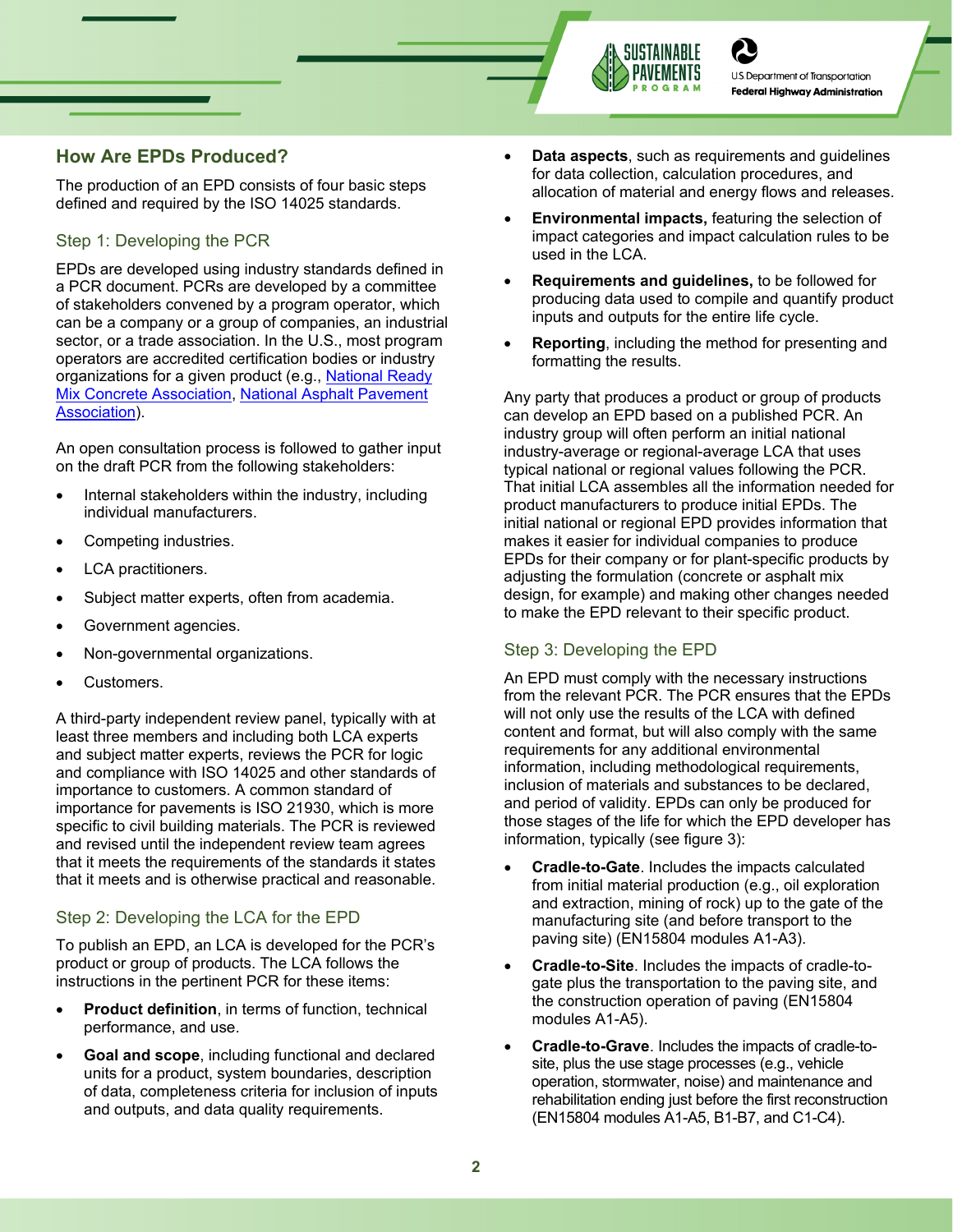## How Are EPDs Produced?

The production of an EPD consists of four basic steps defined and required by the ISO 14025 standards.

### Step 1: Developing the PCR

EPDs are developed using industry standards defined in a PCR document. PCRs are developed by a committee of stakeholders convened by a program operator, which can be a company or a group of companies, an industrial sector, or a trade association. In the U.S., most program operators are accredited certification bodies or industry organizations for a given product (e.g., National Ready Mix Concrete Association, National Asphalt Pavement Association).

An open consultation process is followed to gather input on the draft PCR from the following stakeholders:

- Internal stakeholders within the industry, including individual manufacturers.
- Competing industries.
- LCA practitioners.
- Subject matter experts, often from academia.
- Government agencies.
- Non-governmental organizations.
- Customers.

A third-party independent review panel, typically with at least three members and including both LCA experts and subject matter experts, reviews the PCR for logic and compliance with ISO 14025 and other standards of importance to customers. A common standard of importance for pavements is ISO 21930, which is more specific to civil building materials. The PCR is reviewed and revised until the independent review team agrees that it meets the requirements of the standards it states that it meets and is otherwise practical and reasonable.

### Step 2: Developing the LCA for the EPD

To publish an EPD, an LCA is developed for the PCR's product or group of products. The LCA follows the instructions in the pertinent PCR for these items:

- **Product definition**, in terms of function, technical performance, and use.
- **Goal and scope**, including functional and declared units for a product, system boundaries, description of data, completeness criteria for inclusion of inputs and outputs, and data quality requirements.
- **Data aspects**, such as requirements and guidelines for data collection, calculation procedures, and allocation of material and energy flows and releases.
- **Environmental impacts,** featuring the selection of impact categories and impact calculation rules to be used in the LCA.
- **Requirements and guidelines,** to be followed for producing data used to compile and quantify product inputs and outputs for the entire life cycle.
- **Reporting**, including the method for presenting and formatting the results.

Any party that produces a product or group of products can develop an EPD based on a published PCR. An industry group will often perform an initial national industry-average or regional-average LCA that uses typical national or regional values following the PCR. That initial LCA assembles all the information needed for product manufacturers to produce initial EPDs. The initial national or regional EPD provides information that makes it easier for individual companies to produce EPDs for their company or for plant-specific products by adjusting the formulation (concrete or asphalt mix design, for example) and making other changes needed to make the EPD relevant to their specific product.

### Step 3: Developing the EPD

An EPD must comply with the necessary instructions from the relevant PCR. The PCR ensures that the EPDs will not only use the results of the LCA with defined content and format, but will also comply with the same requirements for any additional environmental information, including methodological requirements, inclusion of materials and substances to be declared, and period of validity. EPDs can only be produced for those stages of the life for which the EPD developer has information, typically (see figure 3):

- **Cradle-to-Gate**. Includes the impacts calculated from initial material production (e.g., oil exploration and extraction, mining of rock) up to the gate of the manufacturing site (and before transport to the paving site) (EN15804 modules A1-A3).
- **Cradle-to-Site**. Includes the impacts of cradle-to-gate plus the transportation to the paving site, and the construction operation of paving (EN15804 modules A1-A5).
- **Cradle-to-Grave**. Includes the impacts of cradle-to-site, plus the use stage processes (e.g., vehicle operation, stormwater, noise) and maintenance and rehabilitation ending just before the first reconstruction (EN15804 modules A1-A5, B1-B7, and C1-C4).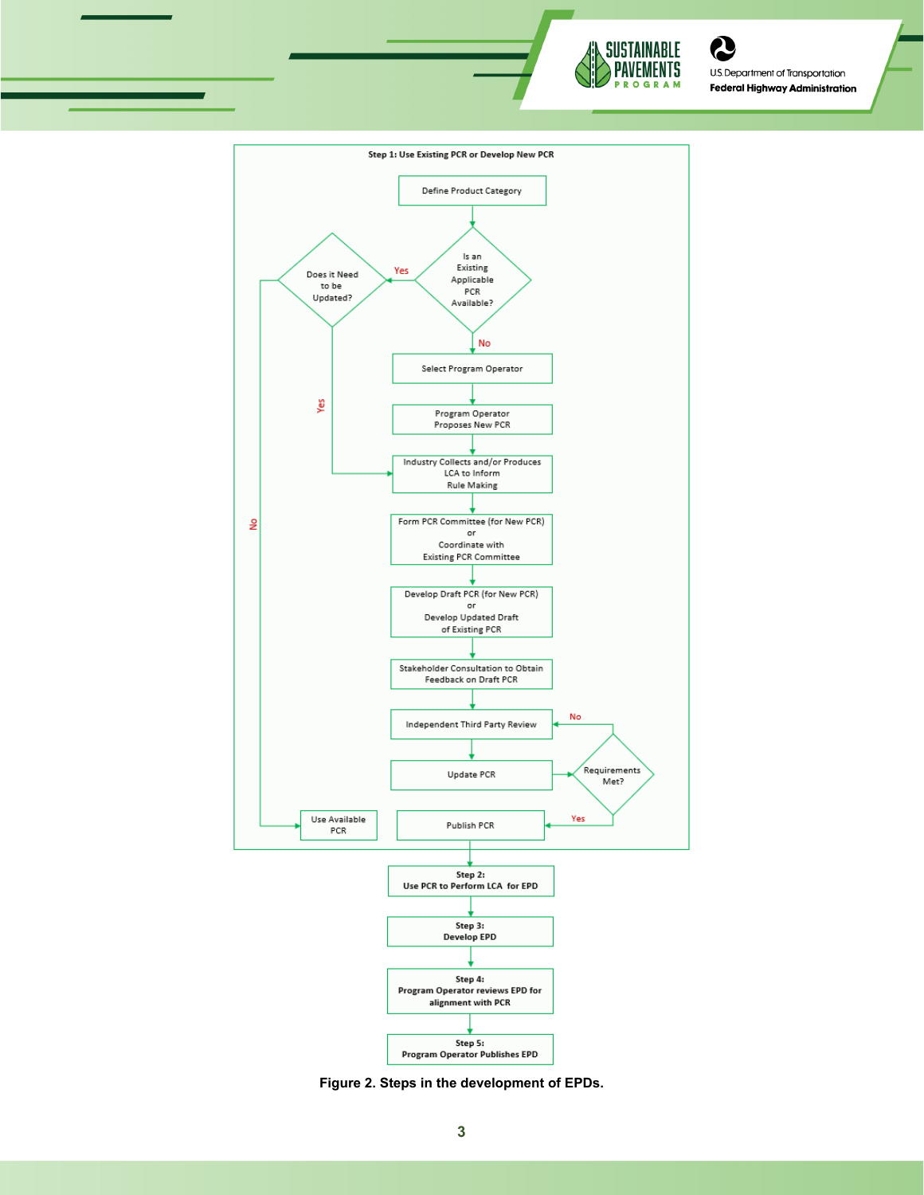**Step 1: Use Existing PCR or Develop New PCR**

- Define Product Category
- Is an Existing Applicable PCR Available?
  - Yes → Does it Need to be Updated?
    - Yes → Industry Collects and/or Produces LCA to Inform Rule Making
    - No → Use Available PCR
  - No → Select Program Operator
- Select Program Operator
- Program Operator Proposes New PCR
- Industry Collects and/or Produces LCA to Inform Rule Making
- Form PCR Committee (for New PCR) or Coordinate with Existing PCR Committee
- Develop Draft PCR (for New PCR) or Develop Updated Draft of Existing PCR
- Stakeholder Consultation to Obtain Feedback on Draft PCR
- Independent Third Party Review
- Update PCR
- Requirements Met?
  - No → Independent Third Party Review
  - Yes → Publish PCR

**Step 2:** **Use PCR to Perform LCA for EPD**

**Step 3:** **Develop EPD**

**Step 4:** **Program Operator reviews EPD for alignment with PCR**

**Step 5:** **Program Operator Publishes EPD**

**Figure 2. Steps in the development of EPDs.**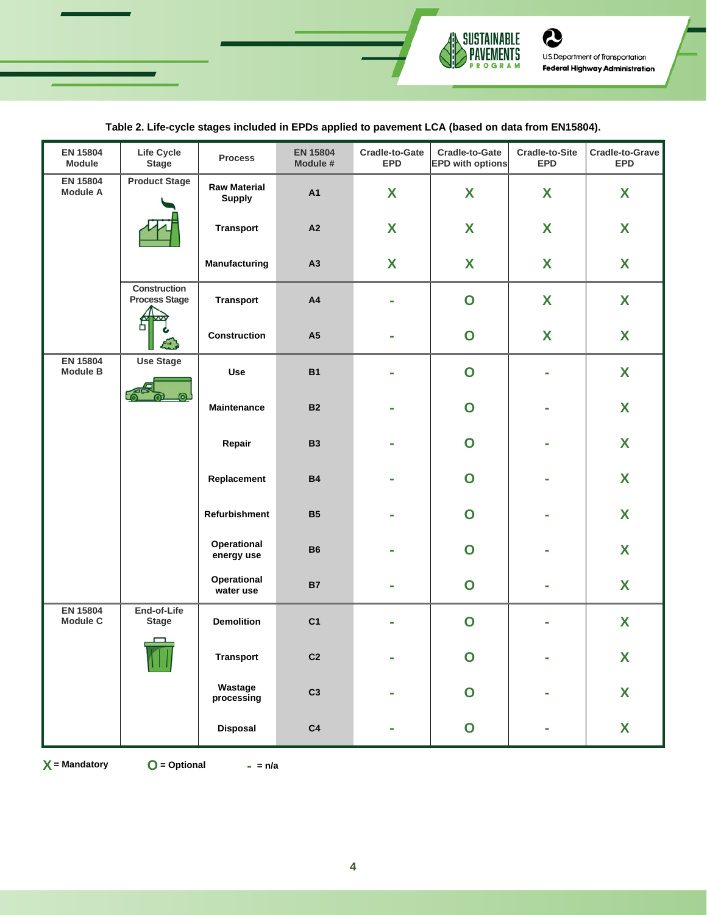**Table 2. Life-cycle stages included in EPDs applied to pavement LCA (based on data from EN15804).**

| EN 15804 Module | Life Cycle Stage | Process | EN 15804 Module # | Cradle-to-Gate EPD | Cradle-to-Gate EPD with options | Cradle-to-Site EPD | Cradle-to-Grave EPD |
|---|---|---|---|---|---|---|---|
| EN 15804 Module A | Product Stage | Raw Material Supply | A1 | X | X | X | X |
| | | Transport | A2 | X | X | X | X |
| | | Manufacturing | A3 | X | X | X | X |
| | Construction Process Stage | Transport | A4 | - | O | X | X |
| | | Construction | A5 | - | O | X | X |
| EN 15804 Module B | Use Stage | Use | B1 | - | O | - | X |
| | | Maintenance | B2 | - | O | - | X |
| | | Repair | B3 | - | O | - | X |
| | | Replacement | B4 | - | O | - | X |
| | | Refurbishment | B5 | - | O | - | X |
| | | Operational energy use | B6 | - | O | - | X |
| | | Operational water use | B7 | - | O | - | X |
| EN 15804 Module C | End-of-Life Stage | Demolition | C1 | - | O | - | X |
| | | Transport | C2 | - | O | - | X |
| | | Wastage processing | C3 | - | O | - | X |
| | | Disposal | C4 | - | O | - | X |

X = Mandatory O = Optional - = n/a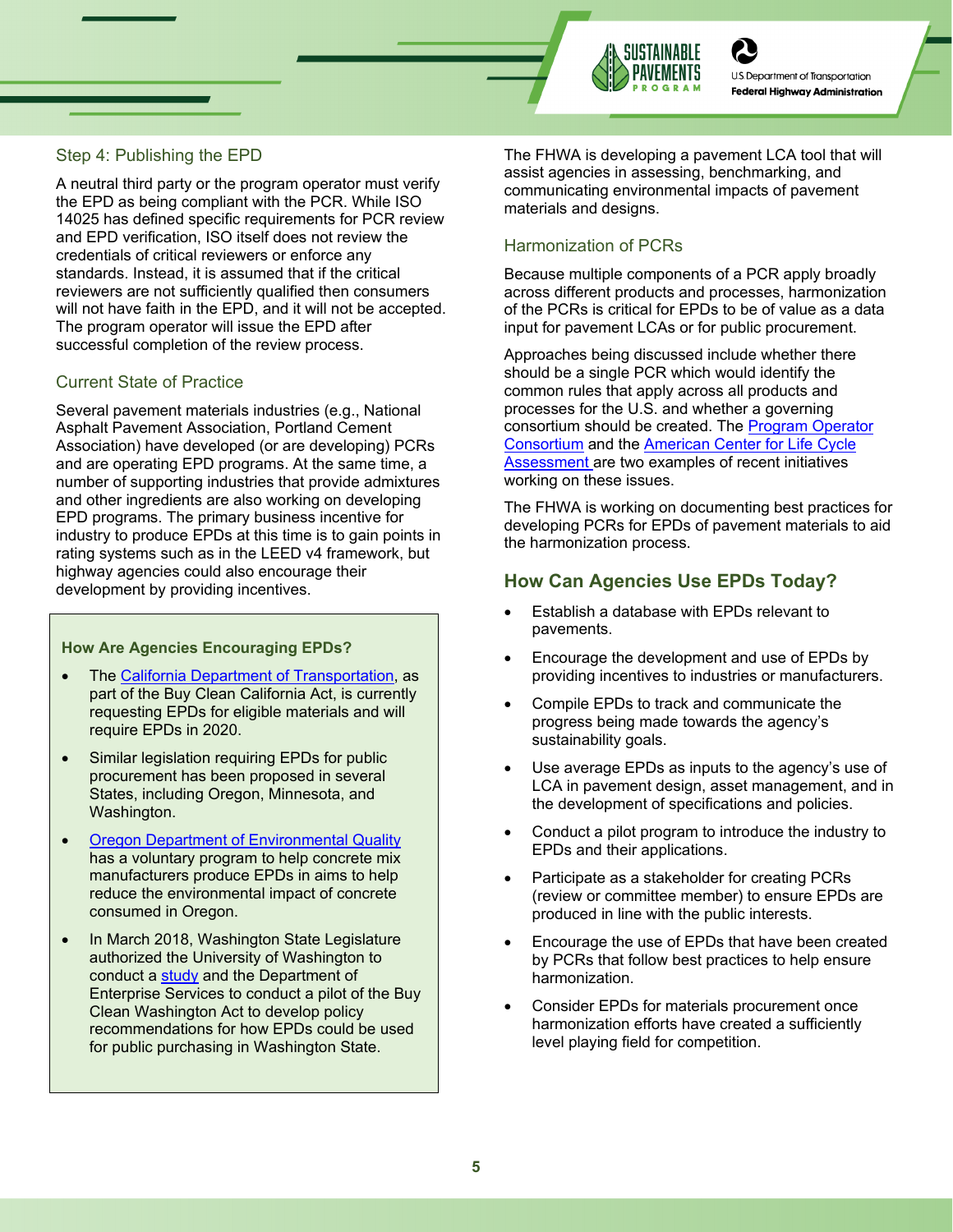### Step 4: Publishing the EPD

A neutral third party or the program operator must verify the EPD as being compliant with the PCR. While ISO 14025 has defined specific requirements for PCR review and EPD verification, ISO itself does not review the credentials of critical reviewers or enforce any standards. Instead, it is assumed that if the critical reviewers are not sufficiently qualified then consumers will not have faith in the EPD, and it will not be accepted. The program operator will issue the EPD after successful completion of the review process.

### Current State of Practice

Several pavement materials industries (e.g., National Asphalt Pavement Association, Portland Cement Association) have developed (or are developing) PCRs and are operating EPD programs. At the same time, a number of supporting industries that provide admixtures and other ingredients are also working on developing EPD programs. The primary business incentive for industry to produce EPDs at this time is to gain points in rating systems such as in the LEED v4 framework, but highway agencies could also encourage their development by providing incentives.

#### How Are Agencies Encouraging EPDs?

- The California Department of Transportation, as part of the Buy Clean California Act, is currently requesting EPDs for eligible materials and will require EPDs in 2020.
- Similar legislation requiring EPDs for public procurement has been proposed in several States, including Oregon, Minnesota, and Washington.
- Oregon Department of Environmental Quality has a voluntary program to help concrete mix manufacturers produce EPDs in aims to help reduce the environmental impact of concrete consumed in Oregon.
- In March 2018, Washington State Legislature authorized the University of Washington to conduct a study and the Department of Enterprise Services to conduct a pilot of the Buy Clean Washington Act to develop policy recommendations for how EPDs could be used for public purchasing in Washington State.

The FHWA is developing a pavement LCA tool that will assist agencies in assessing, benchmarking, and communicating environmental impacts of pavement materials and designs.

### Harmonization of PCRs

Because multiple components of a PCR apply broadly across different products and processes, harmonization of the PCRs is critical for EPDs to be of value as a data input for pavement LCAs or for public procurement.

Approaches being discussed include whether there should be a single PCR which would identify the common rules that apply across all products and processes for the U.S. and whether a governing consortium should be created. The Program Operator Consortium and the American Center for Life Cycle Assessment are two examples of recent initiatives working on these issues.

The FHWA is working on documenting best practices for developing PCRs for EPDs of pavement materials to aid the harmonization process.

## How Can Agencies Use EPDs Today?

- Establish a database with EPDs relevant to pavements.
- Encourage the development and use of EPDs by providing incentives to industries or manufacturers.
- Compile EPDs to track and communicate the progress being made towards the agency's sustainability goals.
- Use average EPDs as inputs to the agency's use of LCA in pavement design, asset management, and in the development of specifications and policies.
- Conduct a pilot program to introduce the industry to EPDs and their applications.
- Participate as a stakeholder for creating PCRs (review or committee member) to ensure EPDs are produced in line with the public interests.
- Encourage the use of EPDs that have been created by PCRs that follow best practices to help ensure harmonization.
- Consider EPDs for materials procurement once harmonization efforts have created a sufficiently level playing field for competition.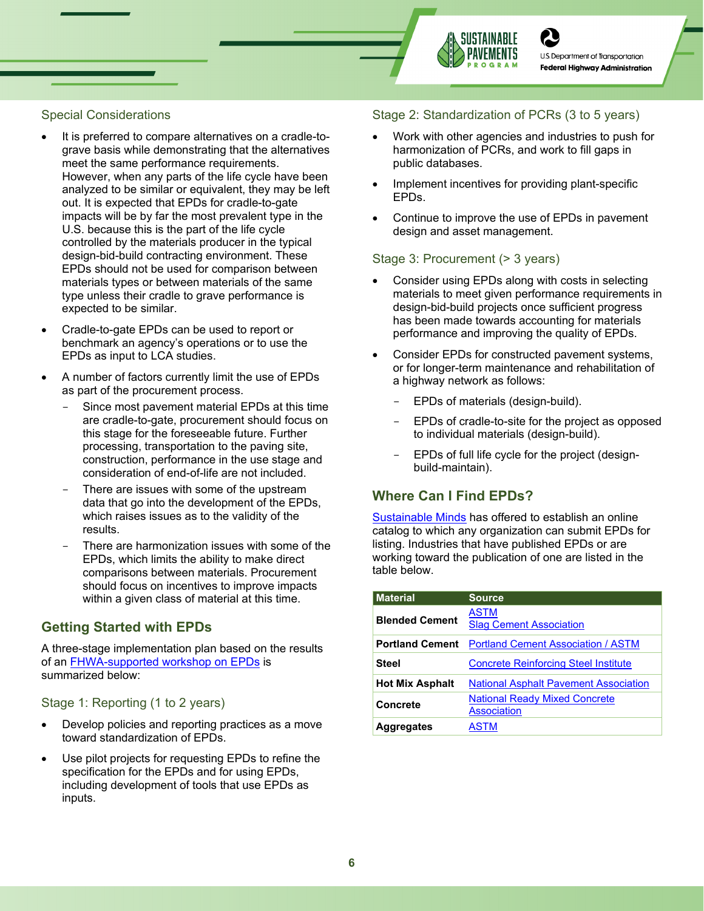### Special Considerations

- It is preferred to compare alternatives on a cradle-to-grave basis while demonstrating that the alternatives meet the same performance requirements. However, when any parts of the life cycle have been analyzed to be similar or equivalent, they may be left out. It is expected that EPDs for cradle-to-gate impacts will be by far the most prevalent type in the U.S. because this is the part of the life cycle controlled by the materials producer in the typical design-bid-build contracting environment. These EPDs should not be used for comparison between materials types or between materials of the same type unless their cradle to grave performance is expected to be similar.
- Cradle-to-gate EPDs can be used to report or benchmark an agency's operations or to use the EPDs as input to LCA studies.
- A number of factors currently limit the use of EPDs as part of the procurement process.
  - Since most pavement material EPDs at this time are cradle-to-gate, procurement should focus on this stage for the foreseeable future. Further processing, transportation to the paving site, construction, performance in the use stage and consideration of end-of-life are not included.
  - There are issues with some of the upstream data that go into the development of the EPDs, which raises issues as to the validity of the results.
  - There are harmonization issues with some of the EPDs, which limits the ability to make direct comparisons between materials. Procurement should focus on incentives to improve impacts within a given class of material at this time.

## Getting Started with EPDs

A three-stage implementation plan based on the results of an FHWA-supported workshop on EPDs is summarized below:

### Stage 1: Reporting (1 to 2 years)

- Develop policies and reporting practices as a move toward standardization of EPDs.
- Use pilot projects for requesting EPDs to refine the specification for the EPDs and for using EPDs, including development of tools that use EPDs as inputs.

### Stage 2: Standardization of PCRs (3 to 5 years)

- Work with other agencies and industries to push for harmonization of PCRs, and work to fill gaps in public databases.
- Implement incentives for providing plant-specific EPDs.
- Continue to improve the use of EPDs in pavement design and asset management.

### Stage 3: Procurement (> 3 years)

- Consider using EPDs along with costs in selecting materials to meet given performance requirements in design-bid-build projects once sufficient progress has been made towards accounting for materials performance and improving the quality of EPDs.
- Consider EPDs for constructed pavement systems, or for longer-term maintenance and rehabilitation of a highway network as follows:
  - EPDs of materials (design-build).
  - EPDs of cradle-to-site for the project as opposed to individual materials (design-build).
  - EPDs of full life cycle for the project (design-build-maintain).

## Where Can I Find EPDs?

Sustainable Minds has offered to establish an online catalog to which any organization can submit EPDs for listing. Industries that have published EPDs or are working toward the publication of one are listed in the table below.

| Material | Source |
|---|---|
| **Blended Cement** | ASTM<br>Slag Cement Association |
| **Portland Cement** | Portland Cement Association / ASTM |
| **Steel** | Concrete Reinforcing Steel Institute |
| **Hot Mix Asphalt** | National Asphalt Pavement Association |
| **Concrete** | National Ready Mixed Concrete Association |
| **Aggregates** | ASTM |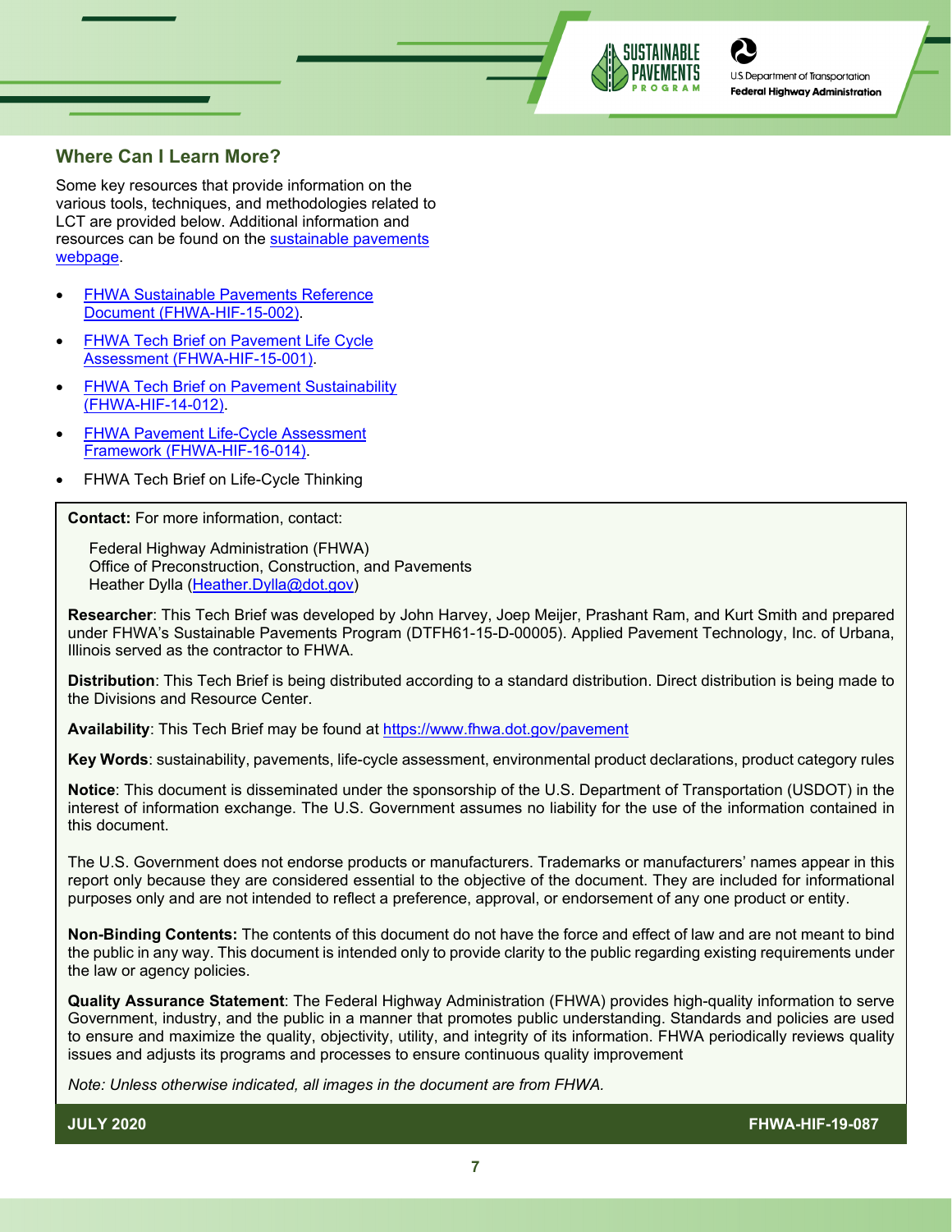## Where Can I Learn More?

Some key resources that provide information on the various tools, techniques, and methodologies related to LCT are provided below. Additional information and resources can be found on the sustainable pavements webpage.

- FHWA Sustainable Pavements Reference Document (FHWA-HIF-15-002).
- FHWA Tech Brief on Pavement Life Cycle Assessment (FHWA-HIF-15-001).
- FHWA Tech Brief on Pavement Sustainability (FHWA-HIF-14-012).
- FHWA Pavement Life-Cycle Assessment Framework (FHWA-HIF-16-014).
- FHWA Tech Brief on Life-Cycle Thinking

**Contact:** For more information, contact:

Federal Highway Administration (FHWA)
Office of Preconstruction, Construction, and Pavements
Heather Dylla (Heather.Dylla@dot.gov)

**Researcher**: This Tech Brief was developed by John Harvey, Joep Meijer, Prashant Ram, and Kurt Smith and prepared under FHWA's Sustainable Pavements Program (DTFH61-15-D-00005). Applied Pavement Technology, Inc. of Urbana, Illinois served as the contractor to FHWA.

**Distribution**: This Tech Brief is being distributed according to a standard distribution. Direct distribution is being made to the Divisions and Resource Center.

**Availability**: This Tech Brief may be found at https://www.fhwa.dot.gov/pavement

**Key Words**: sustainability, pavements, life-cycle assessment, environmental product declarations, product category rules

**Notice**: This document is disseminated under the sponsorship of the U.S. Department of Transportation (USDOT) in the interest of information exchange. The U.S. Government assumes no liability for the use of the information contained in this document.

The U.S. Government does not endorse products or manufacturers. Trademarks or manufacturers' names appear in this report only because they are considered essential to the objective of the document. They are included for informational purposes only and are not intended to reflect a preference, approval, or endorsement of any one product or entity.

**Non-Binding Contents:** The contents of this document do not have the force and effect of law and are not meant to bind the public in any way. This document is intended only to provide clarity to the public regarding existing requirements under the law or agency policies.

**Quality Assurance Statement**: The Federal Highway Administration (FHWA) provides high-quality information to serve Government, industry, and the public in a manner that promotes public understanding. Standards and policies are used to ensure and maximize the quality, objectivity, utility, and integrity of its information. FHWA periodically reviews quality issues and adjusts its programs and processes to ensure continuous quality improvement

*Note: Unless otherwise indicated, all images in the document are from FHWA.*

**JULY 2020** **FHWA-HIF-19-087**